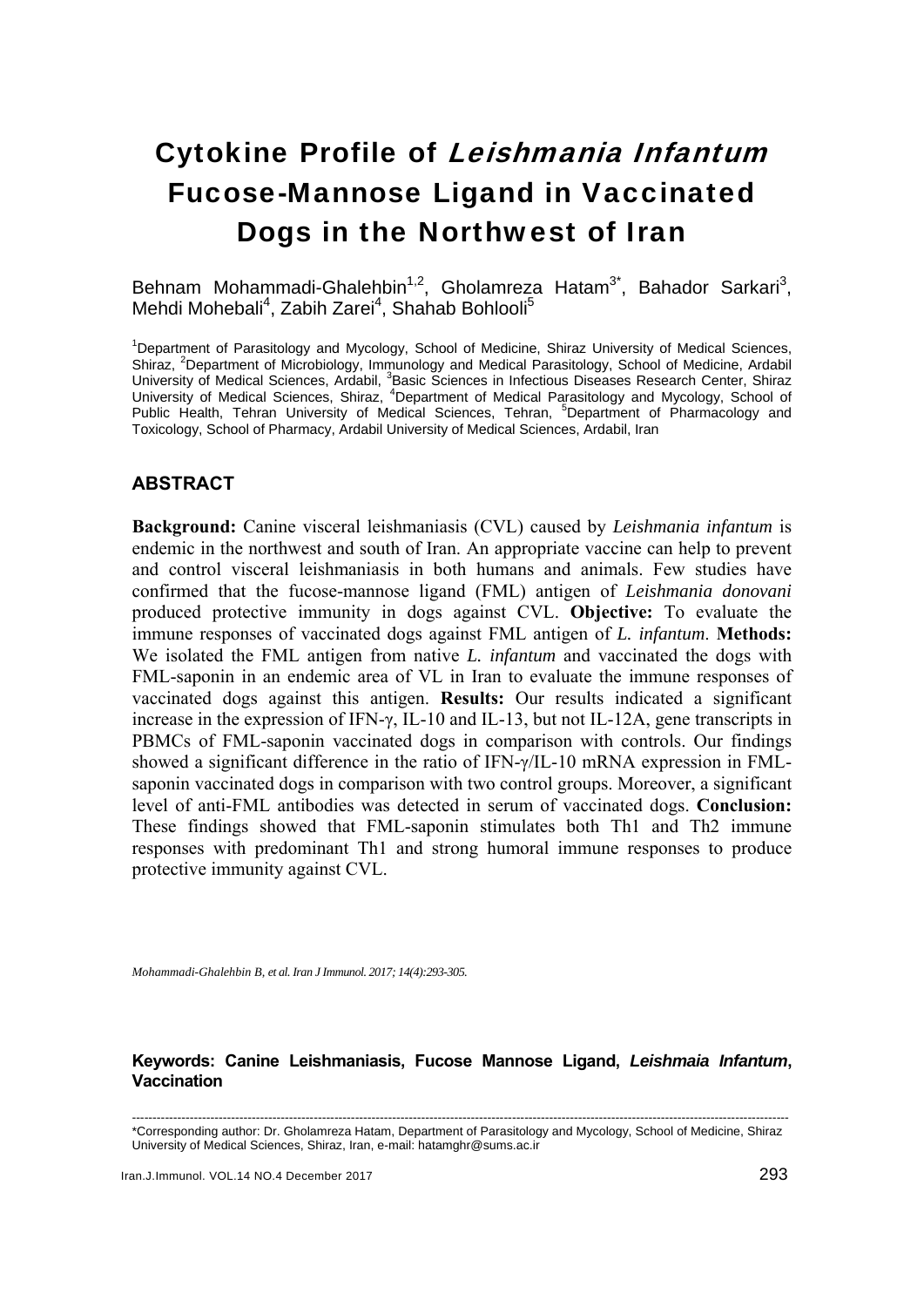# Cytokine Profile of *Leishmania Infantum* Fucose-Mannose Ligand in Vaccinated Dogs in the Northwest of Iran

Behnam Mohammadi-Ghalehbin[1,2], Gholamreza Hatam[3*], Bahador Sarkari[3], Mehdi Mohebali[4], Zabih Zarei[4], Shahab Bohlooli[5]

[1]Department of Parasitology and Mycology, School of Medicine, Shiraz University of Medical Sciences, Shiraz, [2]Department of Microbiology, Immunology and Medical Parasitology, School of Medicine, Ardabil University of Medical Sciences, Ardabil, [3]Basic Sciences in Infectious Diseases Research Center, Shiraz University of Medical Sciences, Shiraz, [4]Department of Medical Parasitology and Mycology, School of Public Health, Tehran University of Medical Sciences, Tehran, [5]Department of Pharmacology and Toxicology, School of Pharmacy, Ardabil University of Medical Sciences, Ardabil, Iran

## ABSTRACT

**Background:** Canine visceral leishmaniasis (CVL) caused by *Leishmania infantum* is endemic in the northwest and south of Iran. An appropriate vaccine can help to prevent and control visceral leishmaniasis in both humans and animals. Few studies have confirmed that the fucose-mannose ligand (FML) antigen of *Leishmania donovani* produced protective immunity in dogs against CVL. **Objective:** To evaluate the immune responses of vaccinated dogs against FML antigen of *L. infantum*. **Methods:** We isolated the FML antigen from native *L. infantum* and vaccinated the dogs with FML-saponin in an endemic area of VL in Iran to evaluate the immune responses of vaccinated dogs against this antigen. **Results:** Our results indicated a significant increase in the expression of IFN-γ, IL-10 and IL-13, but not IL-12A, gene transcripts in PBMCs of FML-saponin vaccinated dogs in comparison with controls. Our findings showed a significant difference in the ratio of IFN-γ/IL-10 mRNA expression in FML-saponin vaccinated dogs in comparison with two control groups. Moreover, a significant level of anti-FML antibodies was detected in serum of vaccinated dogs. **Conclusion:** These findings showed that FML-saponin stimulates both Th1 and Th2 immune responses with predominant Th1 and strong humoral immune responses to produce protective immunity against CVL.

*Mohammadi-Ghalehbin B, et al. Iran J Immunol. 2017; 14(4):293-305.*

**Keywords: Canine Leishmaniasis, Fucose Mannose Ligand, *Leishmaia Infantum*, Vaccination**

---

*Corresponding author: Dr. Gholamreza Hatam, Department of Parasitology and Mycology, School of Medicine, Shiraz University of Medical Sciences, Shiraz, Iran, e-mail: hatamghr@sums.ac.ir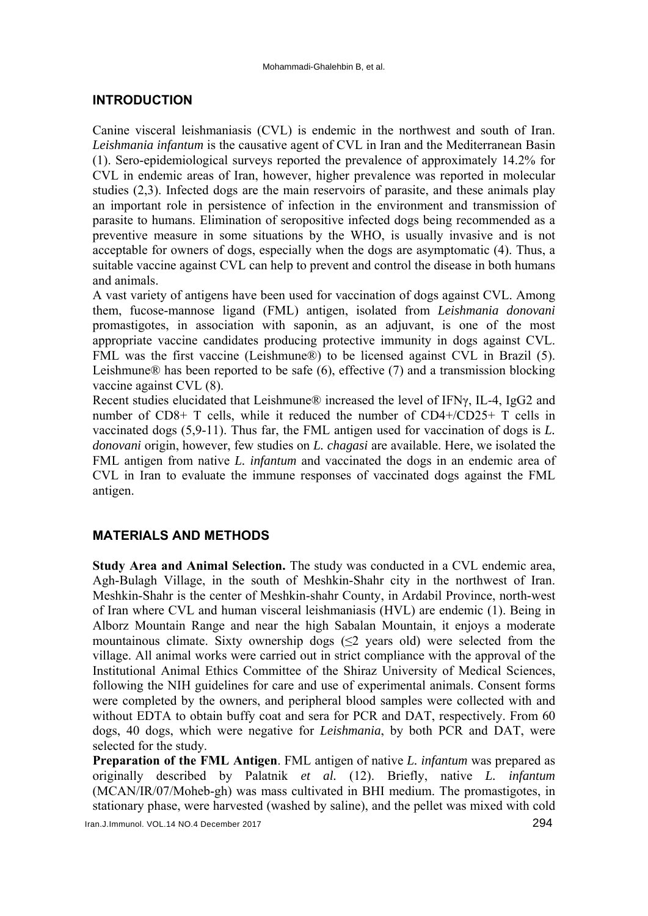## INTRODUCTION

Canine visceral leishmaniasis (CVL) is endemic in the northwest and south of Iran. *Leishmania infantum* is the causative agent of CVL in Iran and the Mediterranean Basin (1). Sero-epidemiological surveys reported the prevalence of approximately 14.2% for CVL in endemic areas of Iran, however, higher prevalence was reported in molecular studies (2,3). Infected dogs are the main reservoirs of parasite, and these animals play an important role in persistence of infection in the environment and transmission of parasite to humans. Elimination of seropositive infected dogs being recommended as a preventive measure in some situations by the WHO, is usually invasive and is not acceptable for owners of dogs, especially when the dogs are asymptomatic (4). Thus, a suitable vaccine against CVL can help to prevent and control the disease in both humans and animals.

A vast variety of antigens have been used for vaccination of dogs against CVL. Among them, fucose-mannose ligand (FML) antigen, isolated from *Leishmania donovani* promastigotes, in association with saponin, as an adjuvant, is one of the most appropriate vaccine candidates producing protective immunity in dogs against CVL. FML was the first vaccine (Leishmune®) to be licensed against CVL in Brazil (5). Leishmune® has been reported to be safe (6), effective (7) and a transmission blocking vaccine against CVL (8).

Recent studies elucidated that Leishmune® increased the level of IFNγ, IL-4, IgG2 and number of CD8+ T cells, while it reduced the number of CD4+/CD25+ T cells in vaccinated dogs (5,9-11). Thus far, the FML antigen used for vaccination of dogs is *L. donovani* origin, however, few studies on *L. chagasi* are available. Here, we isolated the FML antigen from native *L. infantum* and vaccinated the dogs in an endemic area of CVL in Iran to evaluate the immune responses of vaccinated dogs against the FML antigen.

## MATERIALS AND METHODS

**Study Area and Animal Selection.** The study was conducted in a CVL endemic area, Agh-Bulagh Village, in the south of Meshkin-Shahr city in the northwest of Iran. Meshkin-Shahr is the center of Meshkin-shahr County, in Ardabil Province, north-west of Iran where CVL and human visceral leishmaniasis (HVL) are endemic (1). Being in Alborz Mountain Range and near the high Sabalan Mountain, it enjoys a moderate mountainous climate. Sixty ownership dogs (≤2 years old) were selected from the village. All animal works were carried out in strict compliance with the approval of the Institutional Animal Ethics Committee of the Shiraz University of Medical Sciences, following the NIH guidelines for care and use of experimental animals. Consent forms were completed by the owners, and peripheral blood samples were collected with and without EDTA to obtain buffy coat and sera for PCR and DAT, respectively. From 60 dogs, 40 dogs, which were negative for *Leishmania*, by both PCR and DAT, were selected for the study.

**Preparation of the FML Antigen**. FML antigen of native *L. infantum* was prepared as originally described by Palatnik *et al.* (12). Briefly, native *L. infantum* (MCAN/IR/07/Moheb-gh) was mass cultivated in BHI medium. The promastigotes, in stationary phase, were harvested (washed by saline), and the pellet was mixed with cold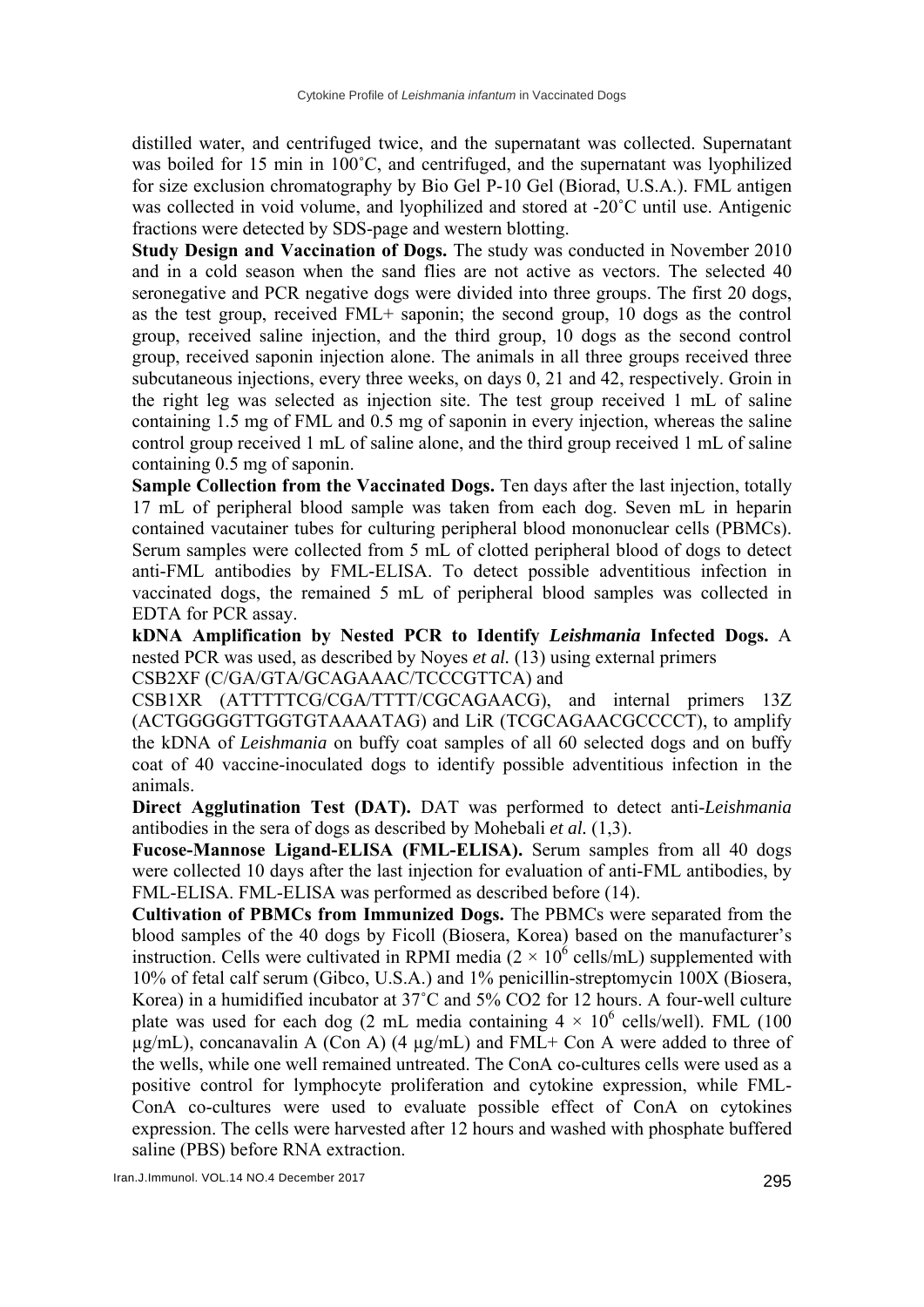distilled water, and centrifuged twice, and the supernatant was collected. Supernatant was boiled for 15 min in 100˚C, and centrifuged, and the supernatant was lyophilized for size exclusion chromatography by Bio Gel P-10 Gel (Biorad, U.S.A.). FML antigen was collected in void volume, and lyophilized and stored at -20˚C until use. Antigenic fractions were detected by SDS-page and western blotting.

**Study Design and Vaccination of Dogs.** The study was conducted in November 2010 and in a cold season when the sand flies are not active as vectors. The selected 40 seronegative and PCR negative dogs were divided into three groups. The first 20 dogs, as the test group, received FML+ saponin; the second group, 10 dogs as the control group, received saline injection, and the third group, 10 dogs as the second control group, received saponin injection alone. The animals in all three groups received three subcutaneous injections, every three weeks, on days 0, 21 and 42, respectively. Groin in the right leg was selected as injection site. The test group received 1 mL of saline containing 1.5 mg of FML and 0.5 mg of saponin in every injection, whereas the saline control group received 1 mL of saline alone, and the third group received 1 mL of saline containing 0.5 mg of saponin.

**Sample Collection from the Vaccinated Dogs.** Ten days after the last injection, totally 17 mL of peripheral blood sample was taken from each dog. Seven mL in heparin contained vacutainer tubes for culturing peripheral blood mononuclear cells (PBMCs). Serum samples were collected from 5 mL of clotted peripheral blood of dogs to detect anti-FML antibodies by FML-ELISA. To detect possible adventitious infection in vaccinated dogs, the remained 5 mL of peripheral blood samples was collected in EDTA for PCR assay.

**kDNA Amplification by Nested PCR to Identify *Leishmania* Infected Dogs.** A nested PCR was used, as described by Noyes *et al.* (13) using external primers CSB2XF (C/GA/GTA/GCAGAAAC/TCCCGTTCA) and CSB1XR (ATTTTTCG/CGA/TTTT/CGCAGAACG), and internal primers 13Z (ACTGGGGGTTGGTGTAAAATAG) and LiR (TCGCAGAACGCCCCT), to amplify the kDNA of *Leishmania* on buffy coat samples of all 60 selected dogs and on buffy coat of 40 vaccine-inoculated dogs to identify possible adventitious infection in the animals.

**Direct Agglutination Test (DAT).** DAT was performed to detect anti-*Leishmania* antibodies in the sera of dogs as described by Mohebali *et al.* (1,3).

**Fucose-Mannose Ligand-ELISA (FML-ELISA).** Serum samples from all 40 dogs were collected 10 days after the last injection for evaluation of anti-FML antibodies, by FML-ELISA. FML-ELISA was performed as described before (14).

**Cultivation of PBMCs from Immunized Dogs.** The PBMCs were separated from the blood samples of the 40 dogs by Ficoll (Biosera, Korea) based on the manufacturer's instruction. Cells were cultivated in RPMI media ($2 \times 10^6$ cells/mL) supplemented with 10% of fetal calf serum (Gibco, U.S.A.) and 1% penicillin-streptomycin 100X (Biosera, Korea) in a humidified incubator at 37˚C and 5% CO2 for 12 hours. A four-well culture plate was used for each dog (2 mL media containing $4 \times 10^6$ cells/well). FML (100 µg/mL), concanavalin A (Con A) (4 µg/mL) and FML+ Con A were added to three of the wells, while one well remained untreated. The ConA co-cultures cells were used as a positive control for lymphocyte proliferation and cytokine expression, while FML-ConA co-cultures were used to evaluate possible effect of ConA on cytokines expression. The cells were harvested after 12 hours and washed with phosphate buffered saline (PBS) before RNA extraction.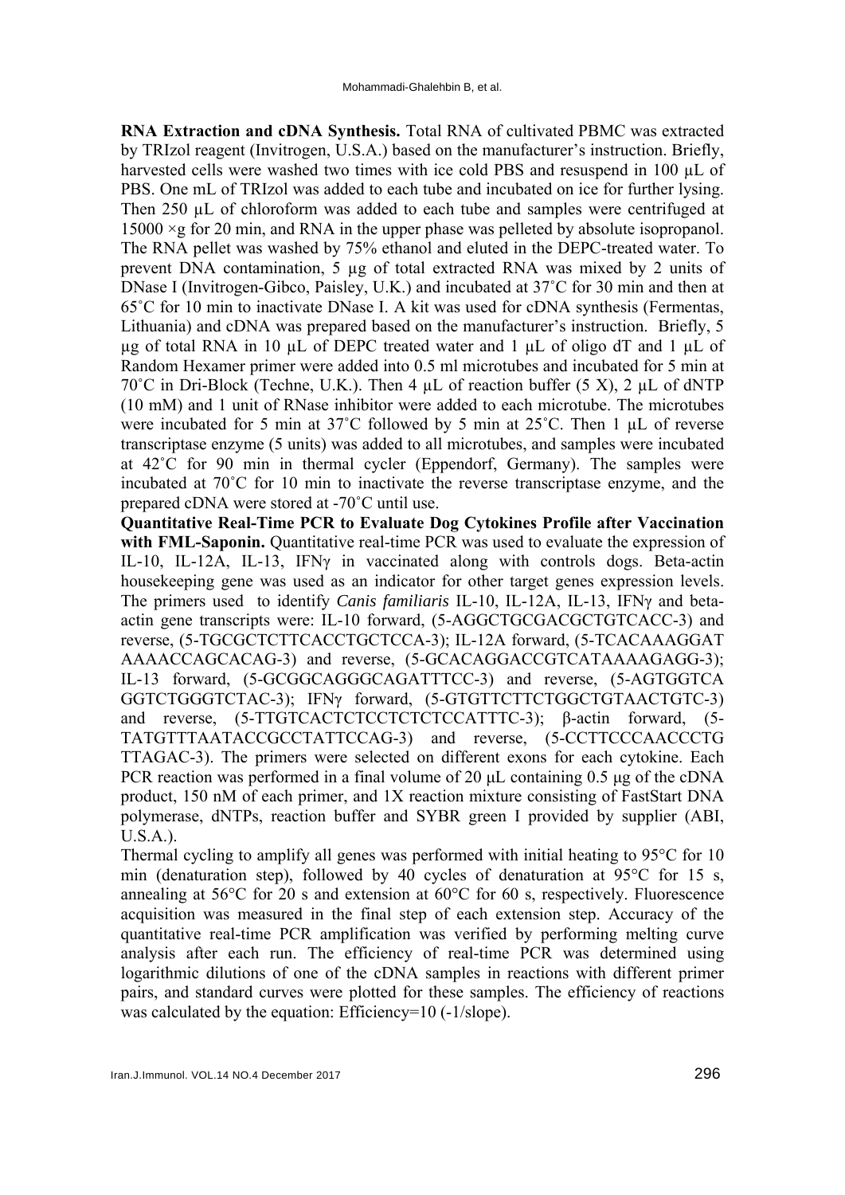**RNA Extraction and cDNA Synthesis.** Total RNA of cultivated PBMC was extracted by TRIzol reagent (Invitrogen, U.S.A.) based on the manufacturer's instruction. Briefly, harvested cells were washed two times with ice cold PBS and resuspend in 100 µL of PBS. One mL of TRIzol was added to each tube and incubated on ice for further lysing. Then 250 µL of chloroform was added to each tube and samples were centrifuged at 15000 ×g for 20 min, and RNA in the upper phase was pelleted by absolute isopropanol. The RNA pellet was washed by 75% ethanol and eluted in the DEPC-treated water. To prevent DNA contamination, 5 µg of total extracted RNA was mixed by 2 units of DNase I (Invitrogen-Gibco, Paisley, U.K.) and incubated at 37˚C for 30 min and then at 65˚C for 10 min to inactivate DNase I. A kit was used for cDNA synthesis (Fermentas, Lithuania) and cDNA was prepared based on the manufacturer's instruction. Briefly, 5 µg of total RNA in 10 µL of DEPC treated water and 1 µL of oligo dT and 1 µL of Random Hexamer primer were added into 0.5 ml microtubes and incubated for 5 min at 70˚C in Dri-Block (Techne, U.K.). Then 4 µL of reaction buffer (5 X), 2 µL of dNTP (10 mM) and 1 unit of RNase inhibitor were added to each microtube. The microtubes were incubated for 5 min at 37˚C followed by 5 min at 25˚C. Then 1 µL of reverse transcriptase enzyme (5 units) was added to all microtubes, and samples were incubated at 42˚C for 90 min in thermal cycler (Eppendorf, Germany). The samples were incubated at 70˚C for 10 min to inactivate the reverse transcriptase enzyme, and the prepared cDNA were stored at -70˚C until use.

**Quantitative Real-Time PCR to Evaluate Dog Cytokines Profile after Vaccination with FML-Saponin.** Quantitative real-time PCR was used to evaluate the expression of IL-10, IL-12A, IL-13, IFNγ in vaccinated along with controls dogs. Beta-actin housekeeping gene was used as an indicator for other target genes expression levels. The primers used to identify *Canis familiaris* IL-10, IL-12A, IL-13, IFNγ and beta-actin gene transcripts were: IL-10 forward, (5-AGGCTGCGACGCTGTCACC-3) and reverse, (5-TGCGCTCTTCACCTGCTCCA-3); IL-12A forward, (5-TCACAAAGGAT AAAACCAGCACAG-3) and reverse, (5-GCACAGGACCGTCATAAAAGAGG-3); IL-13 forward, (5-GCGGCAGGGCAGATTTCC-3) and reverse, (5-AGTGGTCA GGTCTGGGTCTAC-3); IFNγ forward, (5-GTGTTCTTCTGGCTGTAACTGTC-3) and reverse, (5-TTGTCACTCTCCTCTCTCCATTTC-3); β-actin forward, (5-TATGTTTAATACCGCCTATTCCAG-3) and reverse, (5-CCTTCCCAACCCTG TTAGAC-3). The primers were selected on different exons for each cytokine. Each PCR reaction was performed in a final volume of 20 µL containing 0.5 µg of the cDNA product, 150 nM of each primer, and 1X reaction mixture consisting of FastStart DNA polymerase, dNTPs, reaction buffer and SYBR green I provided by supplier (ABI, U.S.A.).

Thermal cycling to amplify all genes was performed with initial heating to 95°C for 10 min (denaturation step), followed by 40 cycles of denaturation at 95°C for 15 s, annealing at 56°C for 20 s and extension at 60°C for 60 s, respectively. Fluorescence acquisition was measured in the final step of each extension step. Accuracy of the quantitative real-time PCR amplification was verified by performing melting curve analysis after each run. The efficiency of real-time PCR was determined using logarithmic dilutions of one of the cDNA samples in reactions with different primer pairs, and standard curves were plotted for these samples. The efficiency of reactions was calculated by the equation: Efficiency=10 (-1/slope).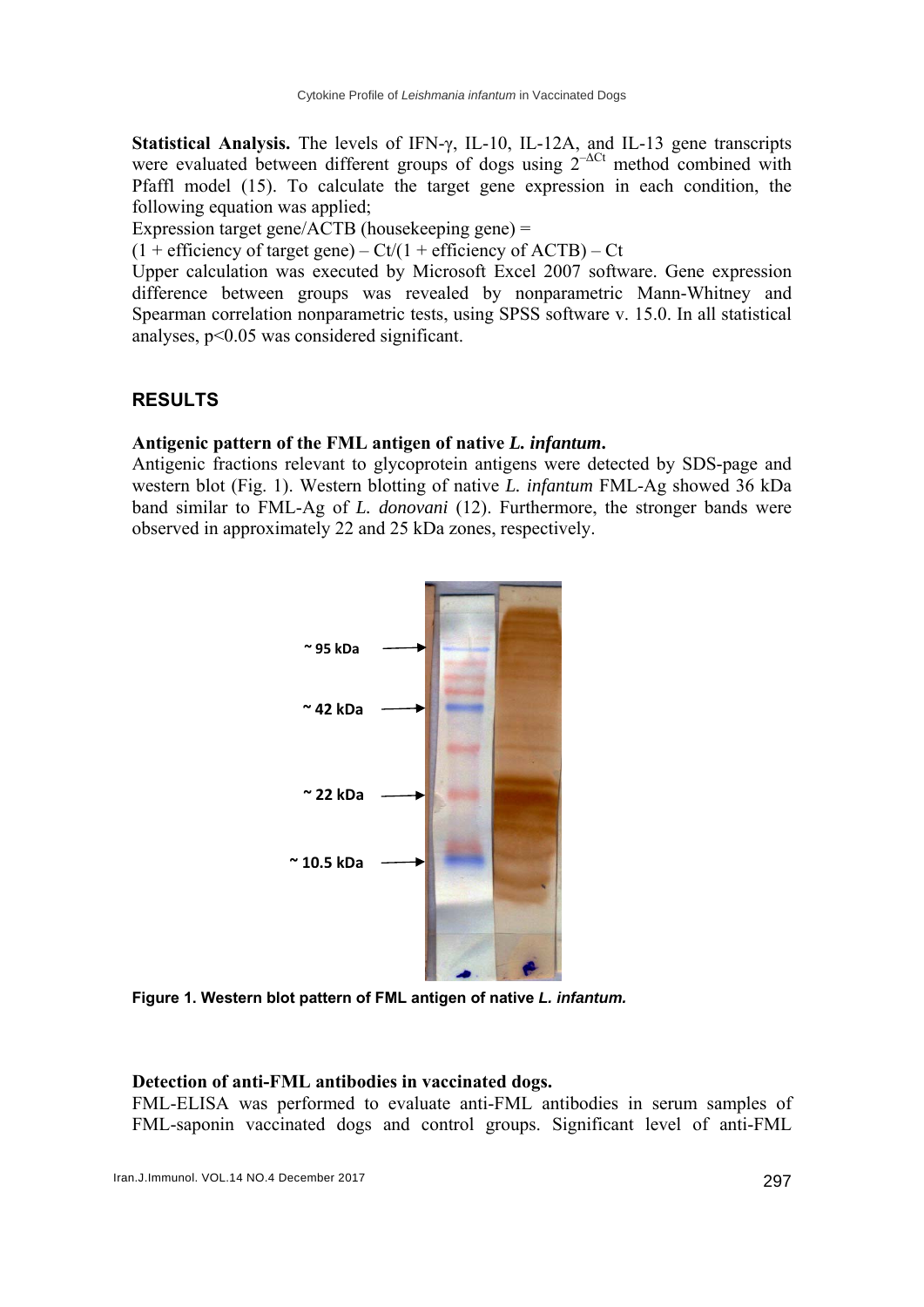**Statistical Analysis.** The levels of IFN-γ, IL-10, IL-12A, and IL-13 gene transcripts were evaluated between different groups of dogs using $2^{-\Delta Ct}$ method combined with Pfaffl model (15). To calculate the target gene expression in each condition, the following equation was applied;

Expression target gene/ACTB (housekeeping gene) =

(1 + efficiency of target gene) – Ct/(1 + efficiency of ACTB) – Ct

Upper calculation was executed by Microsoft Excel 2007 software. Gene expression difference between groups was revealed by nonparametric Mann-Whitney and Spearman correlation nonparametric tests, using SPSS software v. 15.0. In all statistical analyses, $p<0.05$ was considered significant.

## RESULTS

**Antigenic pattern of the FML antigen of native *L. infantum*.**
Antigenic fractions relevant to glycoprotein antigens were detected by SDS-page and western blot (Fig. 1). Western blotting of native *L. infantum* FML-Ag showed 36 kDa band similar to FML-Ag of *L. donovani* (12). Furthermore, the stronger bands were observed in approximately 22 and 25 kDa zones, respectively.

~ 95 kDa

~ 42 kDa

~ 22 kDa

~ 10.5 kDa

**Figure 1. Western blot pattern of FML antigen of native *L. infantum.***

**Detection of anti-FML antibodies in vaccinated dogs.**
FML-ELISA was performed to evaluate anti-FML antibodies in serum samples of FML-saponin vaccinated dogs and control groups. Significant level of anti-FML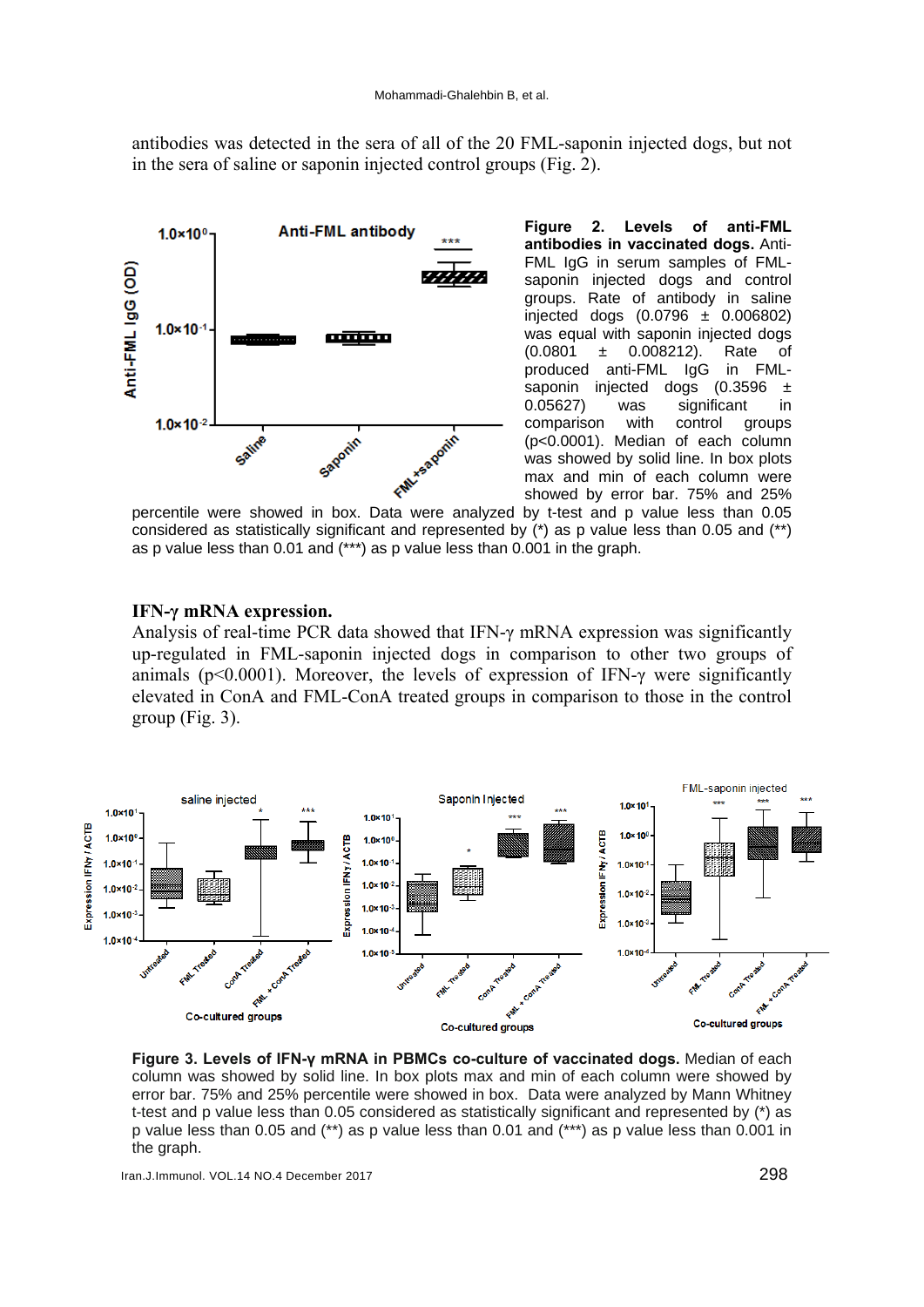antibodies was detected in the sera of all of the 20 FML-saponin injected dogs, but not in the sera of saline or saponin injected control groups (Fig. 2).

**Figure 2. Levels of anti-FML antibodies in vaccinated dogs.** Anti-FML IgG in serum samples of FML-saponin injected dogs and control groups. Rate of antibody in saline injected dogs (0.0796 ± 0.006802) was equal with saponin injected dogs (0.0801 ± 0.008212). Rate of produced anti-FML IgG in FML-saponin injected dogs (0.3596 ± 0.05627) was significant in comparison with control groups ($p<0.0001$). Median of each column was showed by solid line. In box plots max and min of each column were showed by error bar. 75% and 25% percentile were showed in box. Data were analyzed by t-test and p value less than 0.05 considered as statistically significant and represented by (*) as p value less than 0.05 and (**) as p value less than 0.01 and (***) as p value less than 0.001 in the graph.

### IFN-γ mRNA expression.

Analysis of real-time PCR data showed that IFN-γ mRNA expression was significantly up-regulated in FML-saponin injected dogs in comparison to other two groups of animals ($p<0.0001$). Moreover, the levels of expression of IFN-γ were significantly elevated in ConA and FML-ConA treated groups in comparison to those in the control group (Fig. 3).

**Figure 3. Levels of IFN-γ mRNA in PBMCs co-culture of vaccinated dogs.** Median of each column was showed by solid line. In box plots max and min of each column were showed by error bar. 75% and 25% percentile were showed in box. Data were analyzed by Mann Whitney t-test and p value less than 0.05 considered as statistically significant and represented by (*) as p value less than 0.05 and (**) as p value less than 0.01 and (***) as p value less than 0.001 in the graph.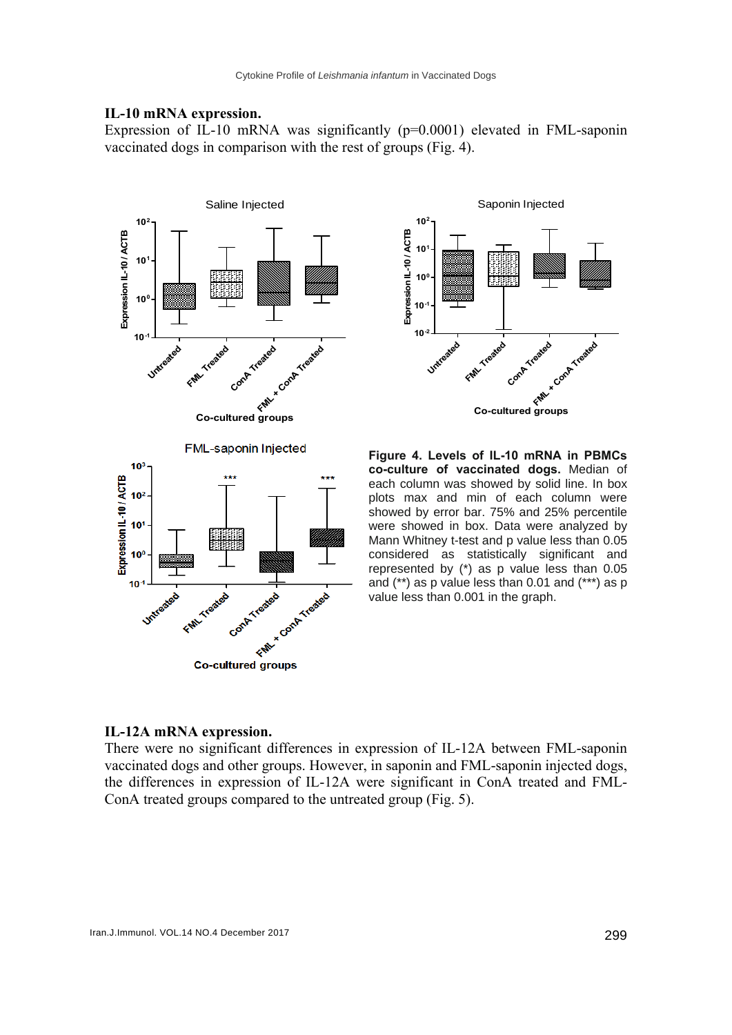### IL-10 mRNA expression.

Expression of IL-10 mRNA was significantly (p=0.0001) elevated in FML-saponin vaccinated dogs in comparison with the rest of groups (Fig. 4).

**Figure 4. Levels of IL-10 mRNA in PBMCs co-culture of vaccinated dogs.** Median of each column was showed by solid line. In box plots max and min of each column were showed by error bar. 75% and 25% percentile were showed in box. Data were analyzed by Mann Whitney t-test and p value less than 0.05 considered as statistically significant and represented by (*) as p value less than 0.05 and (**) as p value less than 0.01 and (***) as p value less than 0.001 in the graph.

### IL-12A mRNA expression.

There were no significant differences in expression of IL-12A between FML-saponin vaccinated dogs and other groups. However, in saponin and FML-saponin injected dogs, the differences in expression of IL-12A were significant in ConA treated and FML-ConA treated groups compared to the untreated group (Fig. 5).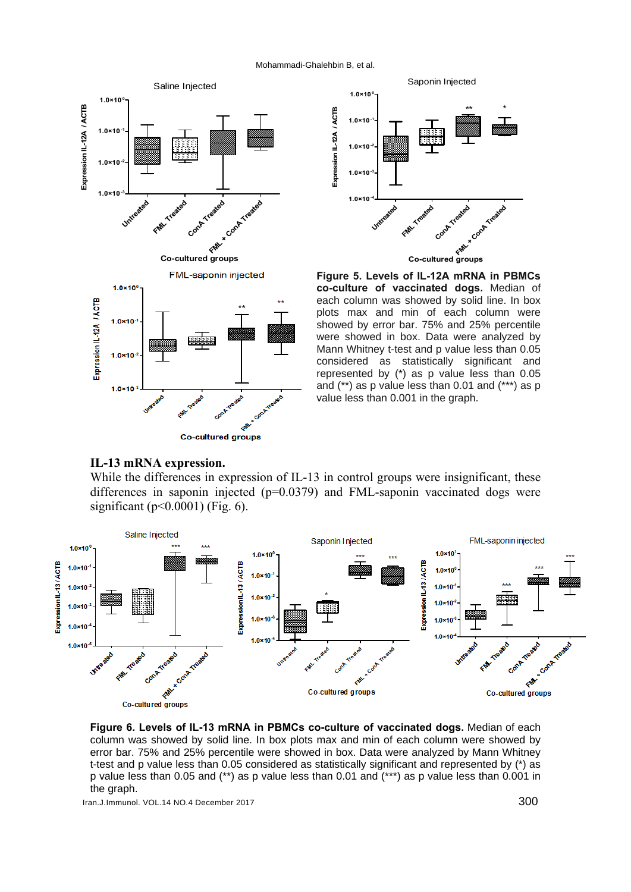**Figure 5. Levels of IL-12A mRNA in PBMCs co-culture of vaccinated dogs.** Median of each column was showed by solid line. In box plots max and min of each column were showed by error bar. 75% and 25% percentile were showed in box. Data were analyzed by Mann Whitney t-test and p value less than 0.05 considered as statistically significant and represented by (*) as p value less than 0.05 and (**) as p value less than 0.01 and (***) as p value less than 0.001 in the graph.

### IL-13 mRNA expression.

While the differences in expression of IL-13 in control groups were insignificant, these differences in saponin injected (p=0.0379) and FML-saponin vaccinated dogs were significant (p<0.0001) (Fig. 6).

**Figure 6. Levels of IL-13 mRNA in PBMCs co-culture of vaccinated dogs.** Median of each column was showed by solid line. In box plots max and min of each column were showed by error bar. 75% and 25% percentile were showed in box. Data were analyzed by Mann Whitney t-test and p value less than 0.05 considered as statistically significant and represented by (*) as p value less than 0.05 and (**) as p value less than 0.01 and (***) as p value less than 0.001 in the graph.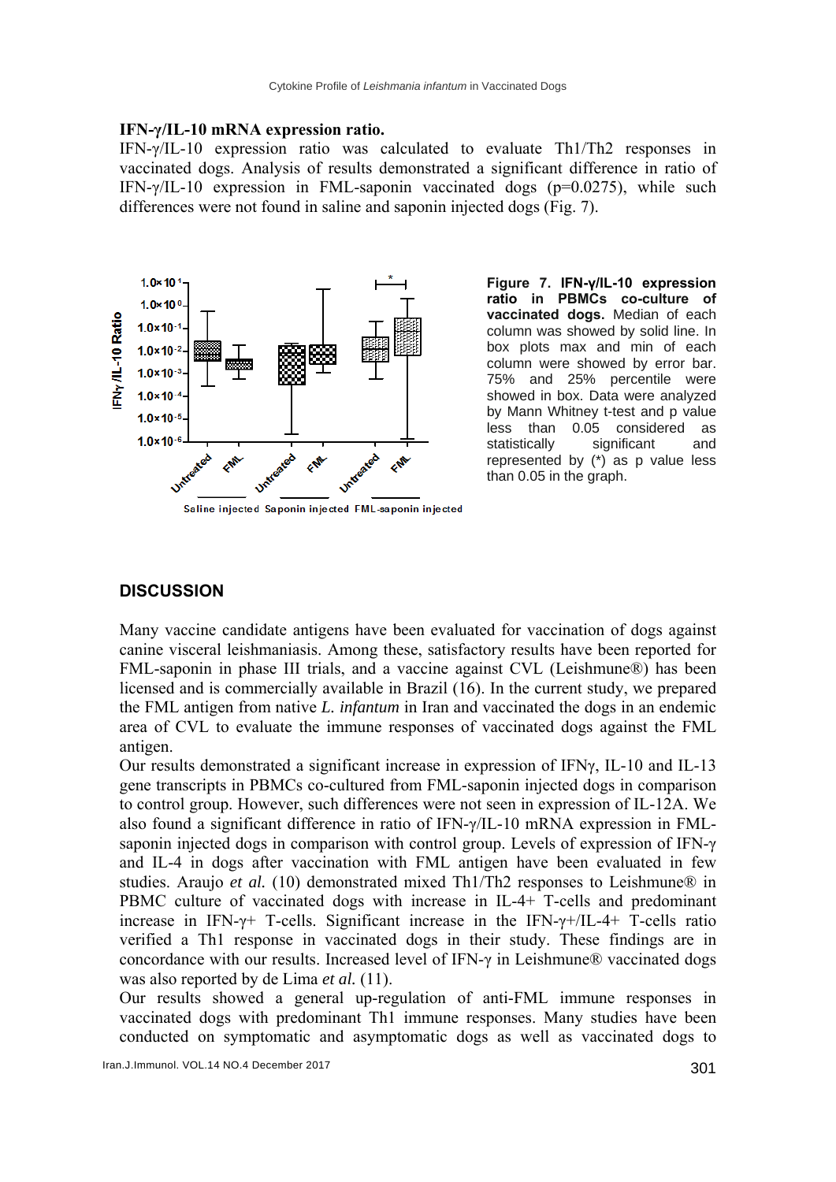**IFN-γ/IL-10 mRNA expression ratio.**

IFN-γ/IL-10 expression ratio was calculated to evaluate Th1/Th2 responses in vaccinated dogs. Analysis of results demonstrated a significant difference in ratio of IFN-γ/IL-10 expression in FML-saponin vaccinated dogs ($p=0.0275$), while such differences were not found in saline and saponin injected dogs (Fig. 7).

**Figure 7. IFN-γ/IL-10 expression ratio in PBMCs co-culture of vaccinated dogs.** Median of each column was showed by solid line. In box plots max and min of each column were showed by error bar. 75% and 25% percentile were showed in box. Data were analyzed by Mann Whitney t-test and p value less than 0.05 considered as statistically significant and represented by (*) as p value less than 0.05 in the graph.

## DISCUSSION

Many vaccine candidate antigens have been evaluated for vaccination of dogs against canine visceral leishmaniasis. Among these, satisfactory results have been reported for FML-saponin in phase III trials, and a vaccine against CVL (Leishmune®) has been licensed and is commercially available in Brazil (16). In the current study, we prepared the FML antigen from native *L. infantum* in Iran and vaccinated the dogs in an endemic area of CVL to evaluate the immune responses of vaccinated dogs against the FML antigen.

Our results demonstrated a significant increase in expression of IFNγ, IL-10 and IL-13 gene transcripts in PBMCs co-cultured from FML-saponin injected dogs in comparison to control group. However, such differences were not seen in expression of IL-12A. We also found a significant difference in ratio of IFN-γ/IL-10 mRNA expression in FML-saponin injected dogs in comparison with control group. Levels of expression of IFN-γ and IL-4 in dogs after vaccination with FML antigen have been evaluated in few studies. Araujo *et al.* (10) demonstrated mixed Th1/Th2 responses to Leishmune® in PBMC culture of vaccinated dogs with increase in IL-4+ T-cells and predominant increase in IFN-γ+ T-cells. Significant increase in the IFN-γ+/IL-4+ T-cells ratio verified a Th1 response in vaccinated dogs in their study. These findings are in concordance with our results. Increased level of IFN-γ in Leishmune® vaccinated dogs was also reported by de Lima *et al.* (11).

Our results showed a general up-regulation of anti-FML immune responses in vaccinated dogs with predominant Th1 immune responses. Many studies have been conducted on symptomatic and asymptomatic dogs as well as vaccinated dogs to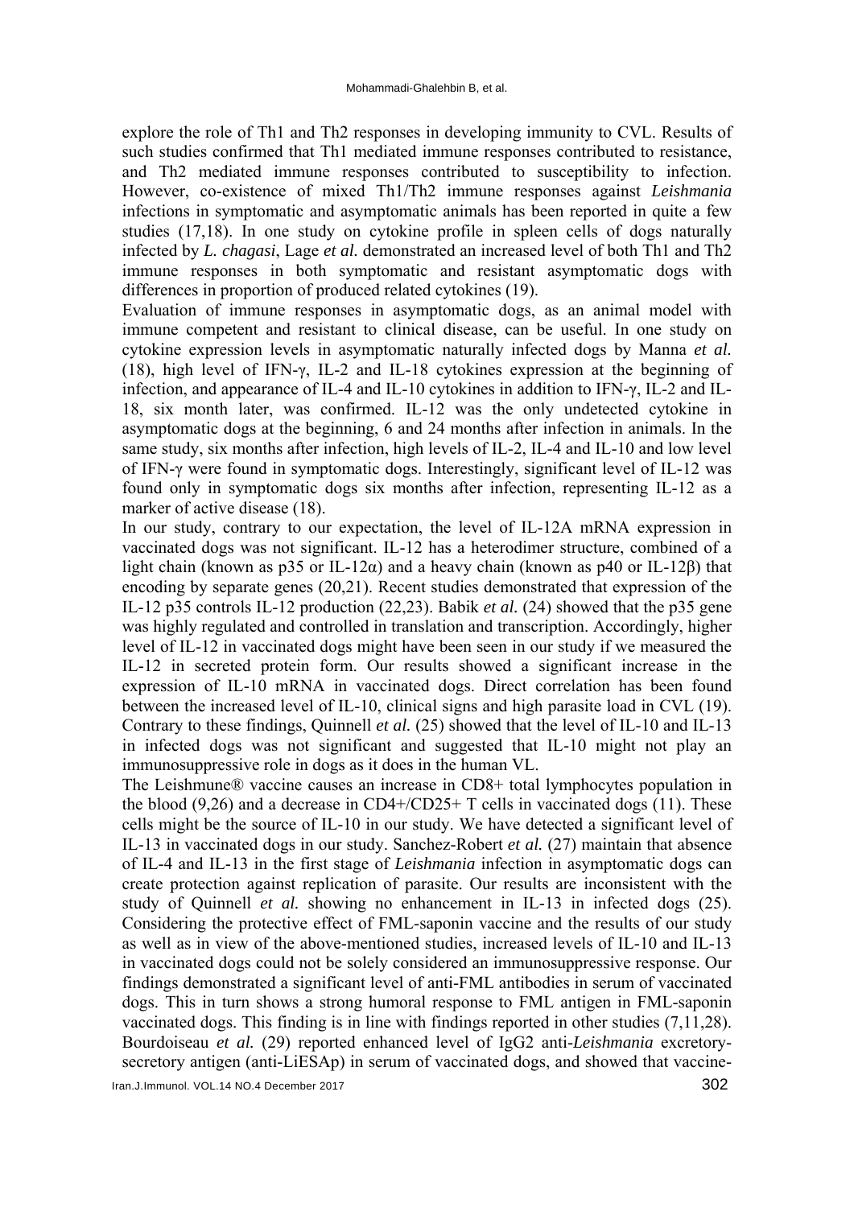explore the role of Th1 and Th2 responses in developing immunity to CVL. Results of such studies confirmed that Th1 mediated immune responses contributed to resistance, and Th2 mediated immune responses contributed to susceptibility to infection. However, co-existence of mixed Th1/Th2 immune responses against *Leishmania* infections in symptomatic and asymptomatic animals has been reported in quite a few studies (17,18). In one study on cytokine profile in spleen cells of dogs naturally infected by *L. chagasi*, Lage *et al.* demonstrated an increased level of both Th1 and Th2 immune responses in both symptomatic and resistant asymptomatic dogs with differences in proportion of produced related cytokines (19).

Evaluation of immune responses in asymptomatic dogs, as an animal model with immune competent and resistant to clinical disease, can be useful. In one study on cytokine expression levels in asymptomatic naturally infected dogs by Manna *et al.* (18), high level of IFN-γ, IL-2 and IL-18 cytokines expression at the beginning of infection, and appearance of IL-4 and IL-10 cytokines in addition to IFN-γ, IL-2 and IL-18, six month later, was confirmed. IL-12 was the only undetected cytokine in asymptomatic dogs at the beginning, 6 and 24 months after infection in animals. In the same study, six months after infection, high levels of IL-2, IL-4 and IL-10 and low level of IFN-γ were found in symptomatic dogs. Interestingly, significant level of IL-12 was found only in symptomatic dogs six months after infection, representing IL-12 as a marker of active disease (18).

In our study, contrary to our expectation, the level of IL-12A mRNA expression in vaccinated dogs was not significant. IL-12 has a heterodimer structure, combined of a light chain (known as p35 or IL-12α) and a heavy chain (known as p40 or IL-12β) that encoding by separate genes (20,21). Recent studies demonstrated that expression of the IL-12 p35 controls IL-12 production (22,23). Babik *et al.* (24) showed that the p35 gene was highly regulated and controlled in translation and transcription. Accordingly, higher level of IL-12 in vaccinated dogs might have been seen in our study if we measured the IL-12 in secreted protein form. Our results showed a significant increase in the expression of IL-10 mRNA in vaccinated dogs. Direct correlation has been found between the increased level of IL-10, clinical signs and high parasite load in CVL (19). Contrary to these findings, Quinnell *et al.* (25) showed that the level of IL-10 and IL-13 in infected dogs was not significant and suggested that IL-10 might not play an immunosuppressive role in dogs as it does in the human VL.

The Leishmune® vaccine causes an increase in CD8+ total lymphocytes population in the blood (9,26) and a decrease in CD4+/CD25+ T cells in vaccinated dogs (11). These cells might be the source of IL-10 in our study. We have detected a significant level of IL-13 in vaccinated dogs in our study. Sanchez-Robert *et al.* (27) maintain that absence of IL-4 and IL-13 in the first stage of *Leishmania* infection in asymptomatic dogs can create protection against replication of parasite. Our results are inconsistent with the study of Quinnell *et al.* showing no enhancement in IL-13 in infected dogs (25). Considering the protective effect of FML-saponin vaccine and the results of our study as well as in view of the above-mentioned studies, increased levels of IL-10 and IL-13 in vaccinated dogs could not be solely considered an immunosuppressive response. Our findings demonstrated a significant level of anti-FML antibodies in serum of vaccinated dogs. This in turn shows a strong humoral response to FML antigen in FML-saponin vaccinated dogs. This finding is in line with findings reported in other studies (7,11,28). Bourdoiseau *et al.* (29) reported enhanced level of IgG2 anti-*Leishmania* excretory-secretory antigen (anti-LiESAp) in serum of vaccinated dogs, and showed that vaccine-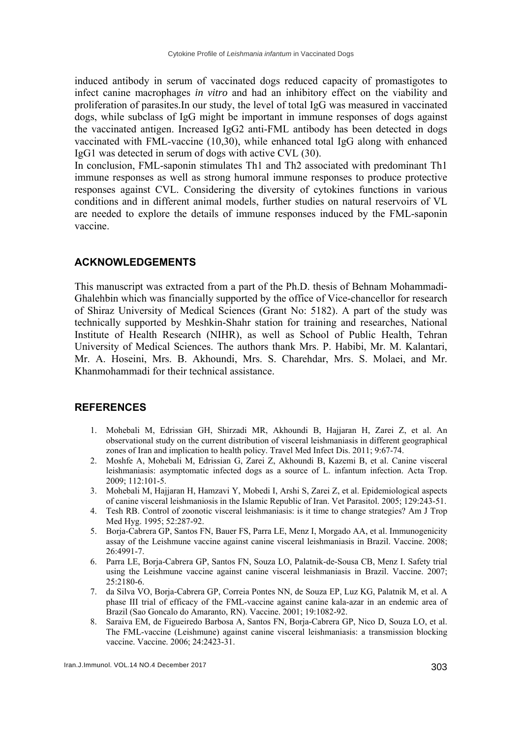induced antibody in serum of vaccinated dogs reduced capacity of promastigotes to infect canine macrophages *in vitro* and had an inhibitory effect on the viability and proliferation of parasites.In our study, the level of total IgG was measured in vaccinated dogs, while subclass of IgG might be important in immune responses of dogs against the vaccinated antigen. Increased IgG2 anti-FML antibody has been detected in dogs vaccinated with FML-vaccine (10,30), while enhanced total IgG along with enhanced IgG1 was detected in serum of dogs with active CVL (30).

In conclusion, FML-saponin stimulates Th1 and Th2 associated with predominant Th1 immune responses as well as strong humoral immune responses to produce protective responses against CVL. Considering the diversity of cytokines functions in various conditions and in different animal models, further studies on natural reservoirs of VL are needed to explore the details of immune responses induced by the FML-saponin vaccine.

## ACKNOWLEDGEMENTS

This manuscript was extracted from a part of the Ph.D. thesis of Behnam Mohammadi-Ghalehbin which was financially supported by the office of Vice-chancellor for research of Shiraz University of Medical Sciences (Grant No: 5182). A part of the study was technically supported by Meshkin-Shahr station for training and researches, National Institute of Health Research (NIHR), as well as School of Public Health, Tehran University of Medical Sciences. The authors thank Mrs. P. Habibi, Mr. M. Kalantari, Mr. A. Hoseini, Mrs. B. Akhoundi, Mrs. S. Charehdar, Mrs. S. Molaei, and Mr. Khanmohammadi for their technical assistance.

## REFERENCES

1. Mohebali M, Edrissian GH, Shirzadi MR, Akhoundi B, Hajjaran H, Zarei Z, et al. An observational study on the current distribution of visceral leishmaniasis in different geographical zones of Iran and implication to health policy. Travel Med Infect Dis. 2011; 9:67-74.
2. Moshfe A, Mohebali M, Edrissian G, Zarei Z, Akhoundi B, Kazemi B, et al. Canine visceral leishmaniasis: asymptomatic infected dogs as a source of L. infantum infection. Acta Trop. 2009; 112:101-5.
3. Mohebali M, Hajjaran H, Hamzavi Y, Mobedi I, Arshi S, Zarei Z, et al. Epidemiological aspects of canine visceral leishmaniosis in the Islamic Republic of Iran. Vet Parasitol. 2005; 129:243-51.
4. Tesh RB. Control of zoonotic visceral leishmaniasis: is it time to change strategies? Am J Trop Med Hyg. 1995; 52:287-92.
5. Borja-Cabrera GP, Santos FN, Bauer FS, Parra LE, Menz I, Morgado AA, et al. Immunogenicity assay of the Leishmune vaccine against canine visceral leishmaniasis in Brazil. Vaccine. 2008; 26:4991-7.
6. Parra LE, Borja-Cabrera GP, Santos FN, Souza LO, Palatnik-de-Sousa CB, Menz I. Safety trial using the Leishmune vaccine against canine visceral leishmaniasis in Brazil. Vaccine. 2007; 25:2180-6.
7. da Silva VO, Borja-Cabrera GP, Correia Pontes NN, de Souza EP, Luz KG, Palatnik M, et al. A phase III trial of efficacy of the FML-vaccine against canine kala-azar in an endemic area of Brazil (Sao Goncalo do Amaranto, RN). Vaccine. 2001; 19:1082-92.
8. Saraiva EM, de Figueiredo Barbosa A, Santos FN, Borja-Cabrera GP, Nico D, Souza LO, et al. The FML-vaccine (Leishmune) against canine visceral leishmaniasis: a transmission blocking vaccine. Vaccine. 2006; 24:2423-31.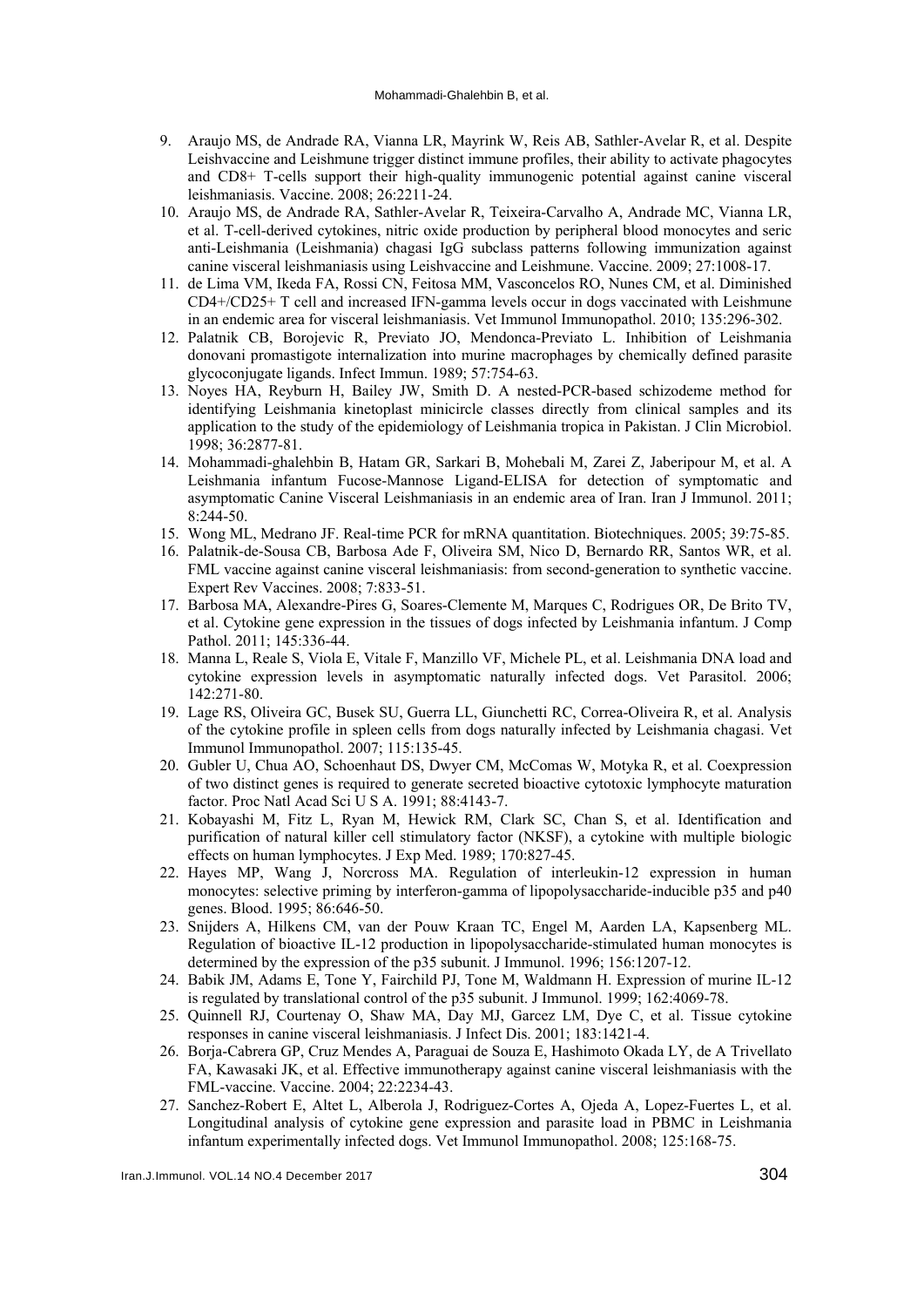9. Araujo MS, de Andrade RA, Vianna LR, Mayrink W, Reis AB, Sathler-Avelar R, et al. Despite Leishvaccine and Leishmune trigger distinct immune profiles, their ability to activate phagocytes and CD8+ T-cells support their high-quality immunogenic potential against canine visceral leishmaniasis. Vaccine. 2008; 26:2211-24.
10. Araujo MS, de Andrade RA, Sathler-Avelar R, Teixeira-Carvalho A, Andrade MC, Vianna LR, et al. T-cell-derived cytokines, nitric oxide production by peripheral blood monocytes and seric anti-Leishmania (Leishmania) chagasi IgG subclass patterns following immunization against canine visceral leishmaniasis using Leishvaccine and Leishmune. Vaccine. 2009; 27:1008-17.
11. de Lima VM, Ikeda FA, Rossi CN, Feitosa MM, Vasconcelos RO, Nunes CM, et al. Diminished CD4+/CD25+ T cell and increased IFN-gamma levels occur in dogs vaccinated with Leishmune in an endemic area for visceral leishmaniasis. Vet Immunol Immunopathol. 2010; 135:296-302.
12. Palatnik CB, Borojevic R, Previato JO, Mendonca-Previato L. Inhibition of Leishmania donovani promastigote internalization into murine macrophages by chemically defined parasite glycoconjugate ligands. Infect Immun. 1989; 57:754-63.
13. Noyes HA, Reyburn H, Bailey JW, Smith D. A nested-PCR-based schizodeme method for identifying Leishmania kinetoplast minicircle classes directly from clinical samples and its application to the study of the epidemiology of Leishmania tropica in Pakistan. J Clin Microbiol. 1998; 36:2877-81.
14. Mohammadi-ghalehbin B, Hatam GR, Sarkari B, Mohebali M, Zarei Z, Jaberipour M, et al. A Leishmania infantum Fucose-Mannose Ligand-ELISA for detection of symptomatic and asymptomatic Canine Visceral Leishmaniasis in an endemic area of Iran. Iran J Immunol. 2011; 8:244-50.
15. Wong ML, Medrano JF. Real-time PCR for mRNA quantitation. Biotechniques. 2005; 39:75-85.
16. Palatnik-de-Sousa CB, Barbosa Ade F, Oliveira SM, Nico D, Bernardo RR, Santos WR, et al. FML vaccine against canine visceral leishmaniasis: from second-generation to synthetic vaccine. Expert Rev Vaccines. 2008; 7:833-51.
17. Barbosa MA, Alexandre-Pires G, Soares-Clemente M, Marques C, Rodrigues OR, De Brito TV, et al. Cytokine gene expression in the tissues of dogs infected by Leishmania infantum. J Comp Pathol. 2011; 145:336-44.
18. Manna L, Reale S, Viola E, Vitale F, Manzillo VF, Michele PL, et al. Leishmania DNA load and cytokine expression levels in asymptomatic naturally infected dogs. Vet Parasitol. 2006; 142:271-80.
19. Lage RS, Oliveira GC, Busek SU, Guerra LL, Giunchetti RC, Correa-Oliveira R, et al. Analysis of the cytokine profile in spleen cells from dogs naturally infected by Leishmania chagasi. Vet Immunol Immunopathol. 2007; 115:135-45.
20. Gubler U, Chua AO, Schoenhaut DS, Dwyer CM, McComas W, Motyka R, et al. Coexpression of two distinct genes is required to generate secreted bioactive cytotoxic lymphocyte maturation factor. Proc Natl Acad Sci U S A. 1991; 88:4143-7.
21. Kobayashi M, Fitz L, Ryan M, Hewick RM, Clark SC, Chan S, et al. Identification and purification of natural killer cell stimulatory factor (NKSF), a cytokine with multiple biologic effects on human lymphocytes. J Exp Med. 1989; 170:827-45.
22. Hayes MP, Wang J, Norcross MA. Regulation of interleukin-12 expression in human monocytes: selective priming by interferon-gamma of lipopolysaccharide-inducible p35 and p40 genes. Blood. 1995; 86:646-50.
23. Snijders A, Hilkens CM, van der Pouw Kraan TC, Engel M, Aarden LA, Kapsenberg ML. Regulation of bioactive IL-12 production in lipopolysaccharide-stimulated human monocytes is determined by the expression of the p35 subunit. J Immunol. 1996; 156:1207-12.
24. Babik JM, Adams E, Tone Y, Fairchild PJ, Tone M, Waldmann H. Expression of murine IL-12 is regulated by translational control of the p35 subunit. J Immunol. 1999; 162:4069-78.
25. Quinnell RJ, Courtenay O, Shaw MA, Day MJ, Garcez LM, Dye C, et al. Tissue cytokine responses in canine visceral leishmaniasis. J Infect Dis. 2001; 183:1421-4.
26. Borja-Cabrera GP, Cruz Mendes A, Paraguai de Souza E, Hashimoto Okada LY, de A Trivellato FA, Kawasaki JK, et al. Effective immunotherapy against canine visceral leishmaniasis with the FML-vaccine. Vaccine. 2004; 22:2234-43.
27. Sanchez-Robert E, Altet L, Alberola J, Rodriguez-Cortes A, Ojeda A, Lopez-Fuertes L, et al. Longitudinal analysis of cytokine gene expression and parasite load in PBMC in Leishmania infantum experimentally infected dogs. Vet Immunol Immunopathol. 2008; 125:168-75.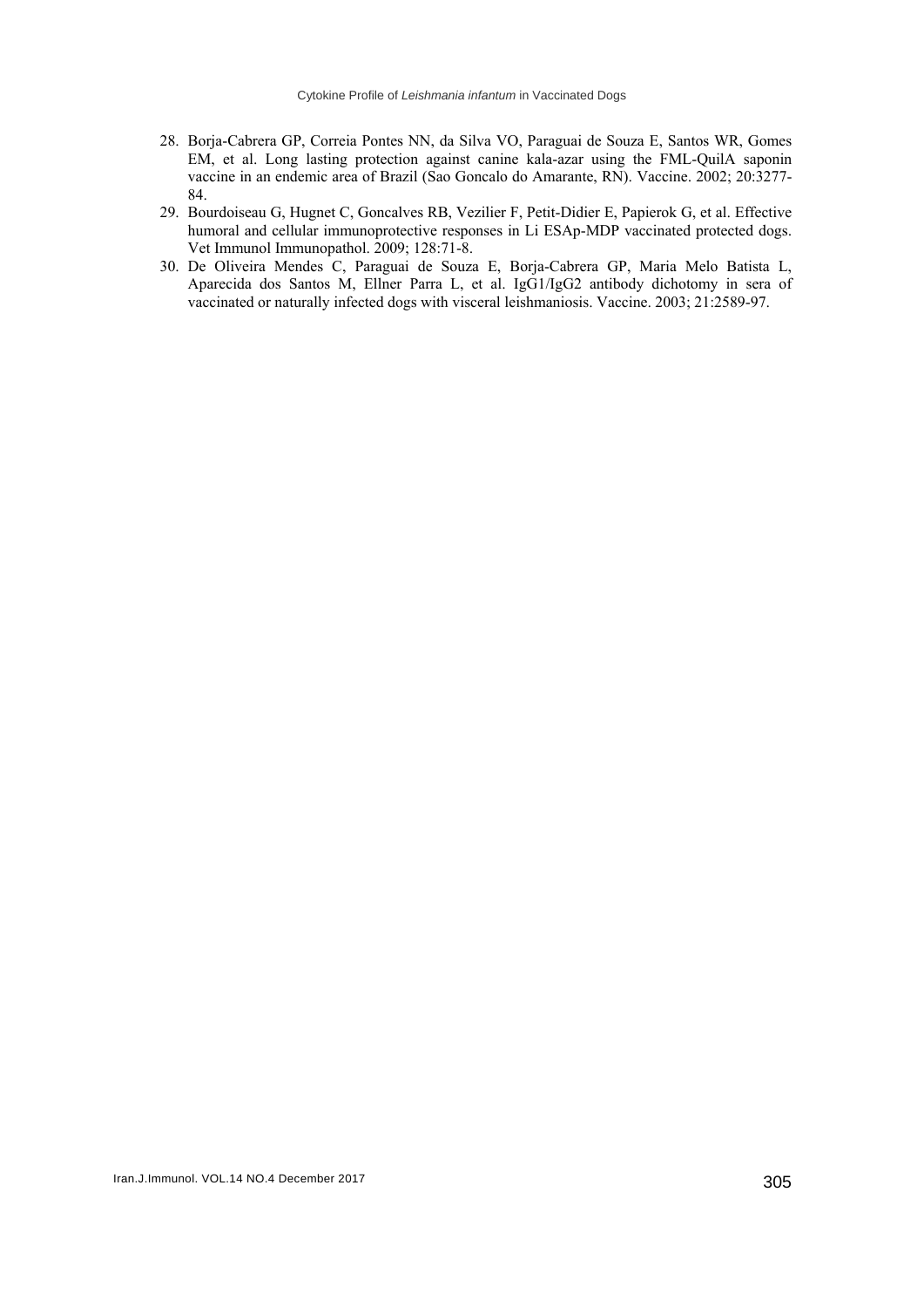28. Borja-Cabrera GP, Correia Pontes NN, da Silva VO, Paraguai de Souza E, Santos WR, Gomes EM, et al. Long lasting protection against canine kala-azar using the FML-QuilA saponin vaccine in an endemic area of Brazil (Sao Goncalo do Amarante, RN). Vaccine. 2002; 20:3277-84.
29. Bourdoiseau G, Hugnet C, Goncalves RB, Vezilier F, Petit-Didier E, Papierok G, et al. Effective humoral and cellular immunoprotective responses in Li ESAp-MDP vaccinated protected dogs. Vet Immunol Immunopathol. 2009; 128:71-8.
30. De Oliveira Mendes C, Paraguai de Souza E, Borja-Cabrera GP, Maria Melo Batista L, Aparecida dos Santos M, Ellner Parra L, et al. IgG1/IgG2 antibody dichotomy in sera of vaccinated or naturally infected dogs with visceral leishmaniosis. Vaccine. 2003; 21:2589-97.